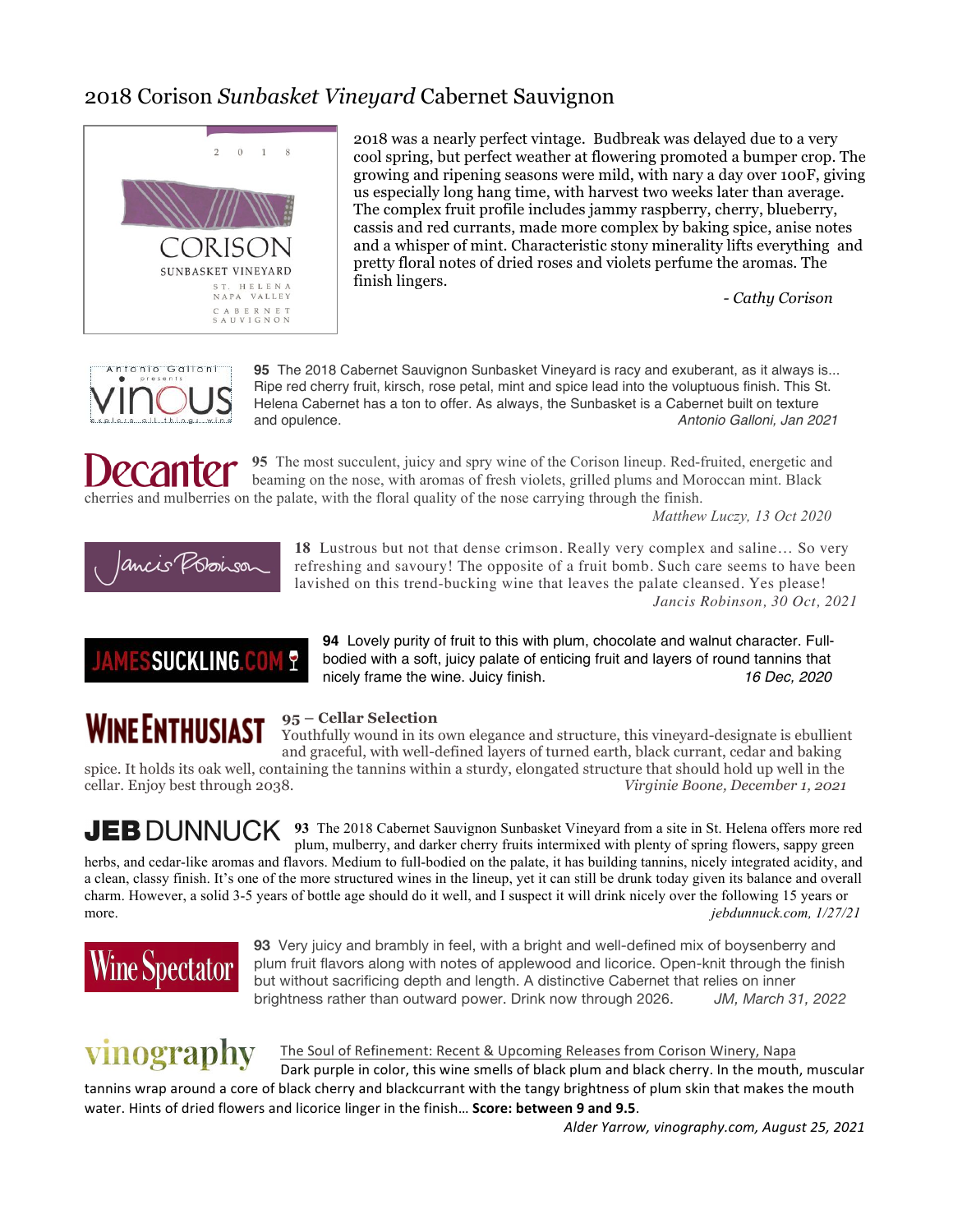# 2018 Corison *Sunbasket Vineyard* Cabernet Sauvignon

2 0 1 8

CORISON
SUNBASKET VINEYARD
ST. HELENA
NAPA VALLEY
CABERNET
SAUVIGNON

2018 was a nearly perfect vintage. Budbreak was delayed due to a very cool spring, but perfect weather at flowering promoted a bumper crop. The growing and ripening seasons were mild, with nary a day over 100F, giving us especially long hang time, with harvest two weeks later than average. The complex fruit profile includes jammy raspberry, cherry, blueberry, cassis and red currants, made more complex by baking spice, anise notes and a whisper of mint. Characteristic stony minerality lifts everything and pretty floral notes of dried roses and violets perfume the aromas. The finish lingers.

*- Cathy Corison*

**Antonio Galloni presents Vinous**

**95** The 2018 Cabernet Sauvignon Sunbasket Vineyard is racy and exuberant, as it always is... Ripe red cherry fruit, kirsch, rose petal, mint and spice lead into the voluptuous finish. This St. Helena Cabernet has a ton to offer. As always, the Sunbasket is a Cabernet built on texture and opulence.

*Antonio Galloni, Jan 2021*

**Decanter**

**95** The most succulent, juicy and spry wine of the Corison lineup. Red-fruited, energetic and beaming on the nose, with aromas of fresh violets, grilled plums and Moroccan mint. Black cherries and mulberries on the palate, with the floral quality of the nose carrying through the finish.

*Matthew Luczy, 13 Oct 2020*

**Jancis Robinson**

**18** Lustrous but not that dense crimson. Really very complex and saline… So very refreshing and savoury! The opposite of a fruit bomb. Such care seems to have been lavished on this trend-bucking wine that leaves the palate cleansed. Yes please!

*Jancis Robinson, 30 Oct, 2021*

**JAMESSUCKLING.COM**

**94** Lovely purity of fruit to this with plum, chocolate and walnut character. Full-bodied with a soft, juicy palate of enticing fruit and layers of round tannins that nicely frame the wine. Juicy finish.

*16 Dec, 2020*

**WINE ENTHUSIAST**

**95 – Cellar Selection**
Youthfully wound in its own elegance and structure, this vineyard-designate is ebullient and graceful, with well-defined layers of turned earth, black currant, cedar and baking spice. It holds its oak well, containing the tannins within a sturdy, elongated structure that should hold up well in the cellar. Enjoy best through 2038.

*Virginie Boone, December 1, 2021*

**JEB DUNNUCK**

**93** The 2018 Cabernet Sauvignon Sunbasket Vineyard from a site in St. Helena offers more red plum, mulberry, and darker cherry fruits intermixed with plenty of spring flowers, sappy green herbs, and cedar-like aromas and flavors. Medium to full-bodied on the palate, it has building tannins, nicely integrated acidity, and a clean, classy finish. It's one of the more structured wines in the lineup, yet it can still be drunk today given its balance and overall charm. However, a solid 3-5 years of bottle age should do it well, and I suspect it will drink nicely over the following 15 years or more.

*jebdunnuck.com, 1/27/21*

**Wine Spectator**

**93** Very juicy and brambly in feel, with a bright and well-defined mix of boysenberry and plum fruit flavors along with notes of applewood and licorice. Open-knit through the finish but without sacrificing depth and length. A distinctive Cabernet that relies on inner brightness rather than outward power. Drink now through 2026.

*JM, March 31, 2022*

**vinography**

The Soul of Refinement: Recent & Upcoming Releases from Corison Winery, Napa

Dark purple in color, this wine smells of black plum and black cherry. In the mouth, muscular tannins wrap around a core of black cherry and blackcurrant with the tangy brightness of plum skin that makes the mouth water. Hints of dried flowers and licorice linger in the finish… **Score: between 9 and 9.5**.

*Alder Yarrow, vinography.com, August 25, 2021*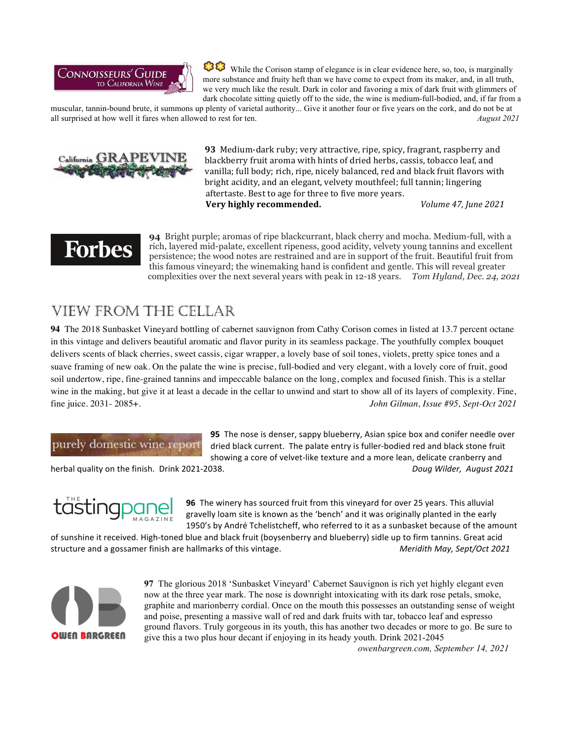**Connoisseurs' Guide to California Wine**

✿✿ While the Corison stamp of elegance is in clear evidence here, so, too, is marginally more substance and fruity heft than we have come to expect from its maker, and, in all truth, we very much like the result. Dark in color and favoring a mix of dark fruit with glimmers of dark chocolate sitting quietly off to the side, the wine is medium-full-bodied, and, if far from a muscular, tannin-bound brute, it summons up plenty of varietal authority... Give it another four or five years on the cork, and do not be at all surprised at how well it fares when allowed to rest for ten. *August 2021*

**California Grapevine**

**93** Medium-dark ruby; very attractive, ripe, spicy, fragrant, raspberry and blackberry fruit aroma with hints of dried herbs, cassis, tobacco leaf, and vanilla; full body; rich, ripe, nicely balanced, red and black fruit flavors with bright acidity, and an elegant, velvety mouthfeel; full tannin; lingering aftertaste. Best to age for three to five more years.
**Very highly recommended.** *Volume 47, June 2021*

**Forbes**

**94** Bright purple; aromas of ripe blackcurrant, black cherry and mocha. Medium-full, with a rich, layered mid-palate, excellent ripeness, good acidity, velvety young tannins and excellent persistence; the wood notes are restrained and are in support of the fruit. Beautiful fruit from this famous vineyard; the winemaking hand is confident and gentle. This will reveal greater complexities over the next several years with peak in 12-18 years. *Tom Hyland, Dec. 24, 2021*

## VIEW FROM THE CELLAR

**94** The 2018 Sunbasket Vineyard bottling of cabernet sauvignon from Cathy Corison comes in listed at 13.7 percent octane in this vintage and delivers beautiful aromatic and flavor purity in its seamless package. The youthfully complex bouquet delivers scents of black cherries, sweet cassis, cigar wrapper, a lovely base of soil tones, violets, pretty spice tones and a suave framing of new oak. On the palate the wine is precise, full-bodied and very elegant, with a lovely core of fruit, good soil undertow, ripe, fine-grained tannins and impeccable balance on the long, complex and focused finish. This is a stellar wine in the making, but give it at least a decade in the cellar to unwind and start to show all of its layers of complexity. Fine, fine juice. 2031- 2085+. *John Gilman, Issue #95, Sept-Oct 2021*

**purely domestic wine report**

**95** The nose is denser, sappy blueberry, Asian spice box and conifer needle over dried black current. The palate entry is fuller-bodied red and black stone fruit showing a core of velvet-like texture and a more lean, delicate cranberry and herbal quality on the finish. Drink 2021-2038. *Doug Wilder, August 2021*

**The Tasting Panel Magazine**

**96** The winery has sourced fruit from this vineyard for over 25 years. This alluvial gravelly loam site is known as the 'bench' and it was originally planted in the early 1950's by André Tchelistcheff, who referred to it as a sunbasket because of the amount of sunshine it received. High-toned blue and black fruit (boysenberry and blueberry) sidle up to firm tannins. Great acid structure and a gossamer finish are hallmarks of this vintage. *Meridith May, Sept/Oct 2021*

**Owen Bargreen**

**97** The glorious 2018 'Sunbasket Vineyard' Cabernet Sauvignon is rich yet highly elegant even now at the three year mark. The nose is downright intoxicating with its dark rose petals, smoke, graphite and marionberry cordial. Once on the mouth this possesses an outstanding sense of weight and poise, presenting a massive wall of red and dark fruits with tar, tobacco leaf and espresso ground flavors. Truly gorgeous in its youth, this has another two decades or more to go. Be sure to give this a two plus hour decant if enjoying in its heady youth. Drink 2021-2045
*owenbargreen.com, September 14, 2021*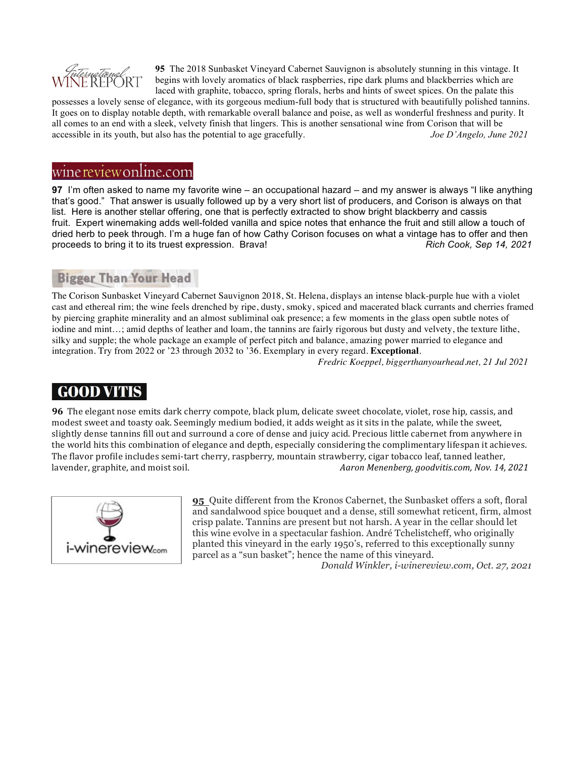## International Wine Report

**95** The 2018 Sunbasket Vineyard Cabernet Sauvignon is absolutely stunning in this vintage. It begins with lovely aromatics of black raspberries, ripe dark plums and blackberries which are laced with graphite, tobacco, spring florals, herbs and hints of sweet spices. On the palate this possesses a lovely sense of elegance, with its gorgeous medium-full body that is structured with beautifully polished tannins. It goes on to display notable depth, with remarkable overall balance and poise, as well as wonderful freshness and purity. It all comes to an end with a sleek, velvety finish that lingers. This is another sensational wine from Corison that will be accessible in its youth, but also has the potential to age gracefully. *Joe D'Angelo, June 2021*

## winereviewonline.com

**97** I'm often asked to name my favorite wine – an occupational hazard – and my answer is always "I like anything that's good." That answer is usually followed up by a very short list of producers, and Corison is always on that list. Here is another stellar offering, one that is perfectly extracted to show bright blackberry and cassis fruit. Expert winemaking adds well-folded vanilla and spice notes that enhance the fruit and still allow a touch of dried herb to peek through. I'm a huge fan of how Cathy Corison focuses on what a vintage has to offer and then proceeds to bring it to its truest expression. Brava! *Rich Cook, Sep 14, 2021*

## Bigger Than Your Head

The Corison Sunbasket Vineyard Cabernet Sauvignon 2018, St. Helena, displays an intense black-purple hue with a violet cast and ethereal rim; the wine feels drenched by ripe, dusty, smoky, spiced and macerated black currants and cherries framed by piercing graphite minerality and an almost subliminal oak presence; a few moments in the glass open subtle notes of iodine and mint…; amid depths of leather and loam, the tannins are fairly rigorous but dusty and velvety, the texture lithe, silky and supple; the whole package an example of perfect pitch and balance, amazing power married to elegance and integration. Try from 2022 or '23 through 2032 to '36. Exemplary in every regard. **Exceptional**.

*Fredric Koeppel, biggerthanyourhead.net, 21 Jul 2021*

## GOOD VITIS

**96** The elegant nose emits dark cherry compote, black plum, delicate sweet chocolate, violet, rose hip, cassis, and modest sweet and toasty oak. Seemingly medium bodied, it adds weight as it sits in the palate, while the sweet, slightly dense tannins fill out and surround a core of dense and juicy acid. Precious little cabernet from anywhere in the world hits this combination of elegance and depth, especially considering the complimentary lifespan it achieves. The flavor profile includes semi-tart cherry, raspberry, mountain strawberry, cigar tobacco leaf, tanned leather, lavender, graphite, and moist soil. *Aaron Menenberg, goodvitis.com, Nov. 14, 2021*

## i-winereview.com

**95** Quite different from the Kronos Cabernet, the Sunbasket offers a soft, floral and sandalwood spice bouquet and a dense, still somewhat reticent, firm, almost crisp palate. Tannins are present but not harsh. A year in the cellar should let this wine evolve in a spectacular fashion. André Tchelistcheff, who originally planted this vineyard in the early 1950's, referred to this exceptionally sunny parcel as a "sun basket"; hence the name of this vineyard.

*Donald Winkler, i-winereview.com, Oct. 27, 2021*